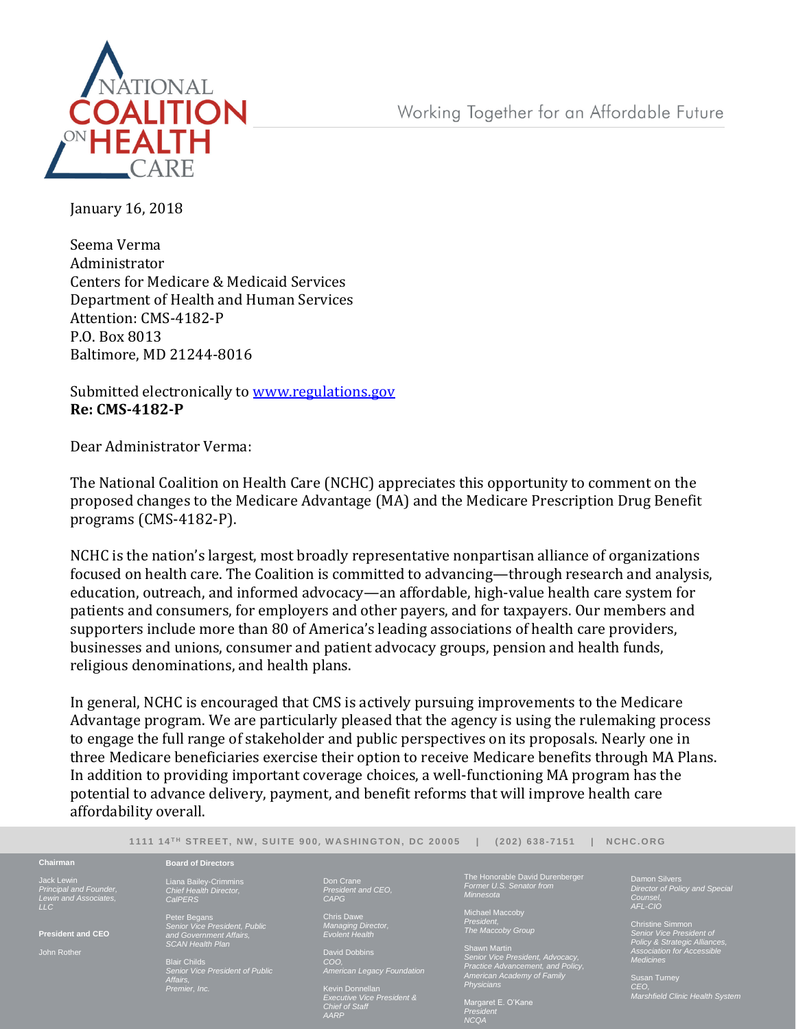NATIONAL COALITION ON HEALTH CARE

Working Together for an Affordable Future

January 16, 2018

Seema Verma
Administrator
Centers for Medicare & Medicaid Services
Department of Health and Human Services
Attention: CMS-4182-P
P.O. Box 8013
Baltimore, MD 21244-8016

Submitted electronically to www.regulations.gov
**Re: CMS-4182-P**

Dear Administrator Verma:

The National Coalition on Health Care (NCHC) appreciates this opportunity to comment on the proposed changes to the Medicare Advantage (MA) and the Medicare Prescription Drug Benefit programs (CMS-4182-P).

NCHC is the nation's largest, most broadly representative nonpartisan alliance of organizations focused on health care. The Coalition is committed to advancing—through research and analysis, education, outreach, and informed advocacy—an affordable, high-value health care system for patients and consumers, for employers and other payers, and for taxpayers. Our members and supporters include more than 80 of America's leading associations of health care providers, businesses and unions, consumer and patient advocacy groups, pension and health funds, religious denominations, and health plans.

In general, NCHC is encouraged that CMS is actively pursuing improvements to the Medicare Advantage program. We are particularly pleased that the agency is using the rulemaking process to engage the full range of stakeholder and public perspectives on its proposals. Nearly one in three Medicare beneficiaries exercise their option to receive Medicare benefits through MA Plans. In addition to providing important coverage choices, a well-functioning MA program has the potential to advance delivery, payment, and benefit reforms that will improve health care affordability overall.

1111 14TH STREET, NW, SUITE 900, WASHINGTON, DC 20005 | (202) 638-7151 | NCHC.ORG

**Chairman**

Jack Lewin
*Principal and Founder, Lewin and Associates, LLC*

**President and CEO**

John Rother

**Board of Directors**

Liana Bailey-Crimmins
*Chief Health Director, CalPERS*

Peter Begans
*Senior Vice President, Public and Government Affairs, SCAN Health Plan*

Blair Childs
*Senior Vice President of Public Affairs, Premier, Inc.*

Don Crane
*President and CEO, CAPG*

Chris Dawe
*Managing Director, Evolent Health*

David Dobbins
*COO, American Legacy Foundation*

Kevin Donnellan
*Executive Vice President & Chief of Staff AARP*

The Honorable David Durenberger
*Former U.S. Senator from Minnesota*

Michael Maccoby
*President, The Maccoby Group*

Shawn Martin
*Senior Vice President, Advocacy, Practice Advancement, and Policy, American Academy of Family Physicians*

Margaret E. O'Kane
*President NCQA*

Damon Silvers
*Director of Policy and Special Counsel, AFL-CIO*

Christine Simmon
*Senior Vice President of Policy & Strategic Alliances, Association for Accessible Medicines*

Susan Turney
*CEO, Marshfield Clinic Health System*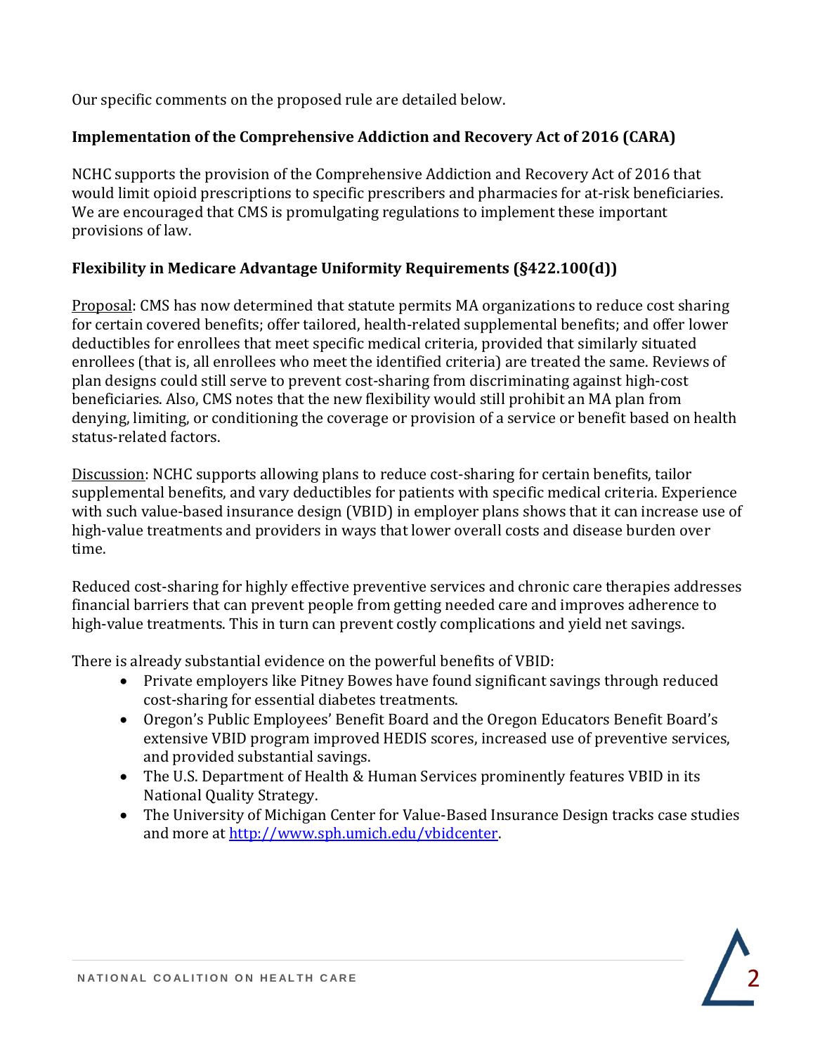Our specific comments on the proposed rule are detailed below.

**Implementation of the Comprehensive Addiction and Recovery Act of 2016 (CARA)**

NCHC supports the provision of the Comprehensive Addiction and Recovery Act of 2016 that would limit opioid prescriptions to specific prescribers and pharmacies for at-risk beneficiaries. We are encouraged that CMS is promulgating regulations to implement these important provisions of law.

**Flexibility in Medicare Advantage Uniformity Requirements (§422.100(d))**

Proposal: CMS has now determined that statute permits MA organizations to reduce cost sharing for certain covered benefits; offer tailored, health-related supplemental benefits; and offer lower deductibles for enrollees that meet specific medical criteria, provided that similarly situated enrollees (that is, all enrollees who meet the identified criteria) are treated the same. Reviews of plan designs could still serve to prevent cost-sharing from discriminating against high-cost beneficiaries. Also, CMS notes that the new flexibility would still prohibit an MA plan from denying, limiting, or conditioning the coverage or provision of a service or benefit based on health status-related factors.

Discussion: NCHC supports allowing plans to reduce cost-sharing for certain benefits, tailor supplemental benefits, and vary deductibles for patients with specific medical criteria. Experience with such value-based insurance design (VBID) in employer plans shows that it can increase use of high-value treatments and providers in ways that lower overall costs and disease burden over time.

Reduced cost-sharing for highly effective preventive services and chronic care therapies addresses financial barriers that can prevent people from getting needed care and improves adherence to high-value treatments. This in turn can prevent costly complications and yield net savings.

There is already substantial evidence on the powerful benefits of VBID:

- Private employers like Pitney Bowes have found significant savings through reduced cost-sharing for essential diabetes treatments.
- Oregon's Public Employees' Benefit Board and the Oregon Educators Benefit Board's extensive VBID program improved HEDIS scores, increased use of preventive services, and provided substantial savings.
- The U.S. Department of Health & Human Services prominently features VBID in its National Quality Strategy.
- The University of Michigan Center for Value-Based Insurance Design tracks case studies and more at [http://www.sph.umich.edu/vbidcenter](http://www.sph.umich.edu/vbidcenter).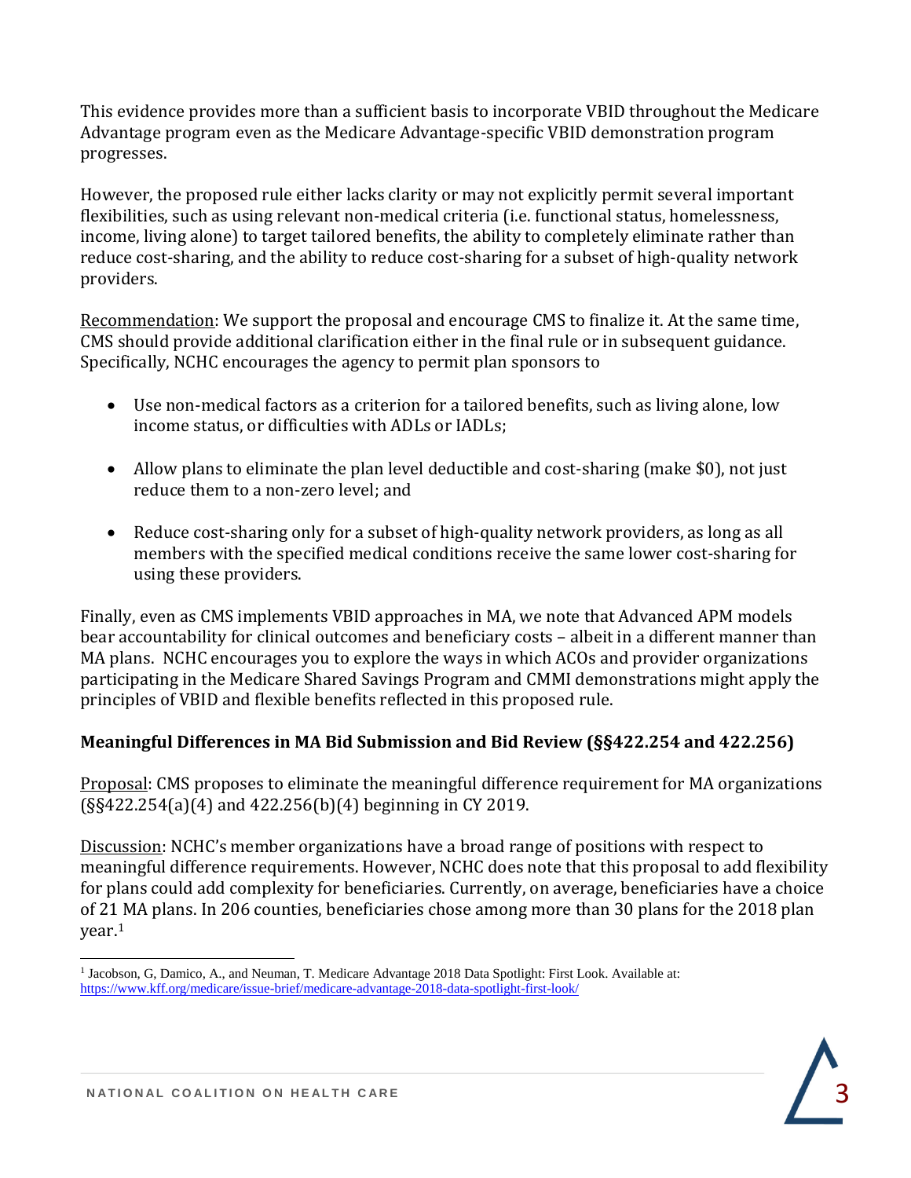This evidence provides more than a sufficient basis to incorporate VBID throughout the Medicare Advantage program even as the Medicare Advantage-specific VBID demonstration program progresses.

However, the proposed rule either lacks clarity or may not explicitly permit several important flexibilities, such as using relevant non-medical criteria (i.e. functional status, homelessness, income, living alone) to target tailored benefits, the ability to completely eliminate rather than reduce cost-sharing, and the ability to reduce cost-sharing for a subset of high-quality network providers.

Recommendation: We support the proposal and encourage CMS to finalize it. At the same time, CMS should provide additional clarification either in the final rule or in subsequent guidance. Specifically, NCHC encourages the agency to permit plan sponsors to

- Use non-medical factors as a criterion for a tailored benefits, such as living alone, low income status, or difficulties with ADLs or IADLs;
- Allow plans to eliminate the plan level deductible and cost-sharing (make $0), not just reduce them to a non-zero level; and
- Reduce cost-sharing only for a subset of high-quality network providers, as long as all members with the specified medical conditions receive the same lower cost-sharing for using these providers.

Finally, even as CMS implements VBID approaches in MA, we note that Advanced APM models bear accountability for clinical outcomes and beneficiary costs – albeit in a different manner than MA plans. NCHC encourages you to explore the ways in which ACOs and provider organizations participating in the Medicare Shared Savings Program and CMMI demonstrations might apply the principles of VBID and flexible benefits reflected in this proposed rule.

**Meaningful Differences in MA Bid Submission and Bid Review (§§422.254 and 422.256)**

Proposal: CMS proposes to eliminate the meaningful difference requirement for MA organizations (§§422.254(a)(4) and 422.256(b)(4) beginning in CY 2019.

Discussion: NCHC's member organizations have a broad range of positions with respect to meaningful difference requirements. However, NCHC does note that this proposal to add flexibility for plans could add complexity for beneficiaries. Currently, on average, beneficiaries have a choice of 21 MA plans. In 206 counties, beneficiaries chose among more than 30 plans for the 2018 plan year.[1]

[1] Jacobson, G, Damico, A., and Neuman, T. Medicare Advantage 2018 Data Spotlight: First Look. Available at: https://www.kff.org/medicare/issue-brief/medicare-advantage-2018-data-spotlight-first-look/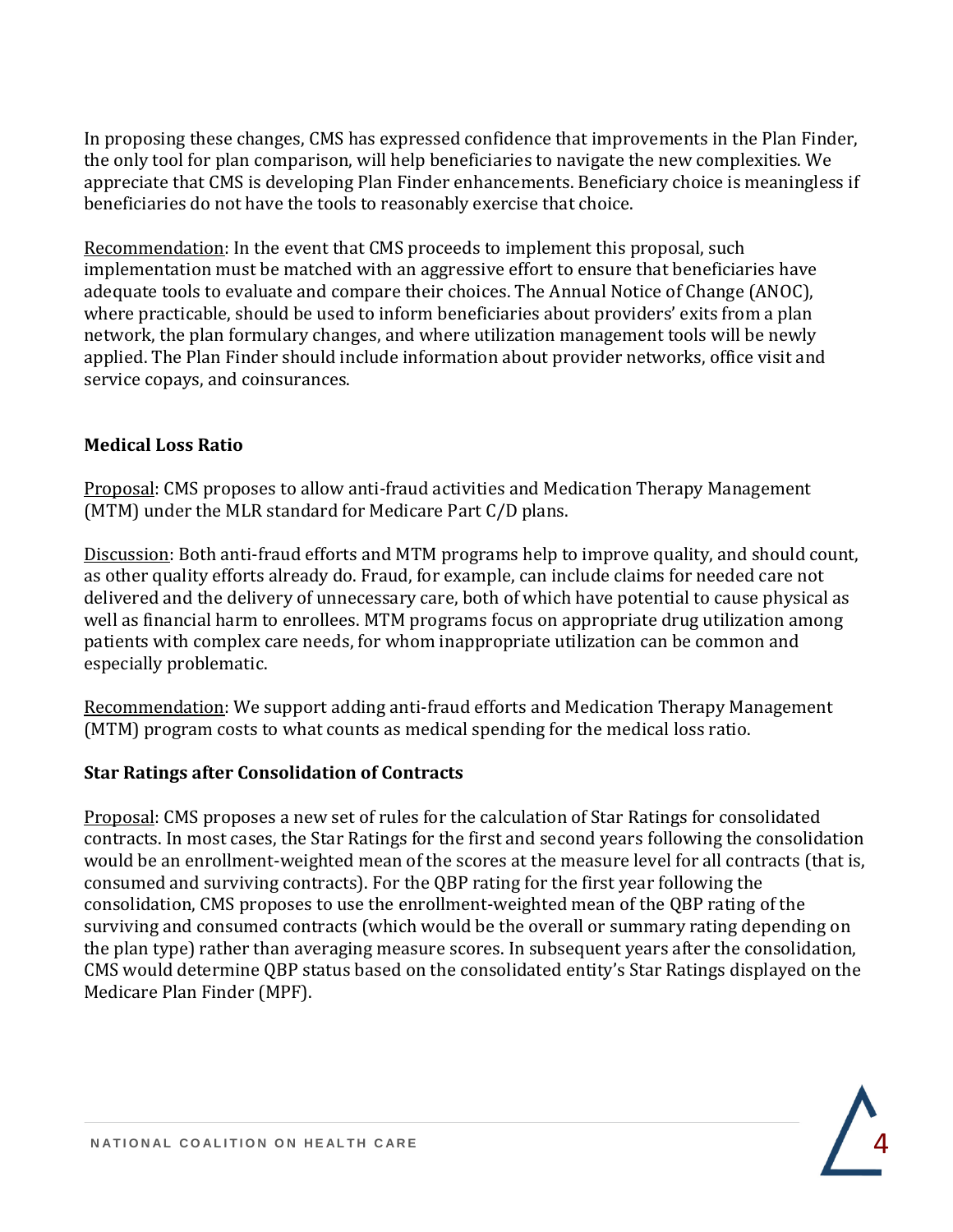In proposing these changes, CMS has expressed confidence that improvements in the Plan Finder, the only tool for plan comparison, will help beneficiaries to navigate the new complexities. We appreciate that CMS is developing Plan Finder enhancements. Beneficiary choice is meaningless if beneficiaries do not have the tools to reasonably exercise that choice.

Recommendation: In the event that CMS proceeds to implement this proposal, such implementation must be matched with an aggressive effort to ensure that beneficiaries have adequate tools to evaluate and compare their choices. The Annual Notice of Change (ANOC), where practicable, should be used to inform beneficiaries about providers' exits from a plan network, the plan formulary changes, and where utilization management tools will be newly applied. The Plan Finder should include information about provider networks, office visit and service copays, and coinsurances.

**Medical Loss Ratio**

Proposal: CMS proposes to allow anti-fraud activities and Medication Therapy Management (MTM) under the MLR standard for Medicare Part C/D plans.

Discussion: Both anti-fraud efforts and MTM programs help to improve quality, and should count, as other quality efforts already do. Fraud, for example, can include claims for needed care not delivered and the delivery of unnecessary care, both of which have potential to cause physical as well as financial harm to enrollees. MTM programs focus on appropriate drug utilization among patients with complex care needs, for whom inappropriate utilization can be common and especially problematic.

Recommendation: We support adding anti-fraud efforts and Medication Therapy Management (MTM) program costs to what counts as medical spending for the medical loss ratio.

**Star Ratings after Consolidation of Contracts**

Proposal: CMS proposes a new set of rules for the calculation of Star Ratings for consolidated contracts. In most cases, the Star Ratings for the first and second years following the consolidation would be an enrollment-weighted mean of the scores at the measure level for all contracts (that is, consumed and surviving contracts). For the QBP rating for the first year following the consolidation, CMS proposes to use the enrollment-weighted mean of the QBP rating of the surviving and consumed contracts (which would be the overall or summary rating depending on the plan type) rather than averaging measure scores. In subsequent years after the consolidation, CMS would determine QBP status based on the consolidated entity's Star Ratings displayed on the Medicare Plan Finder (MPF).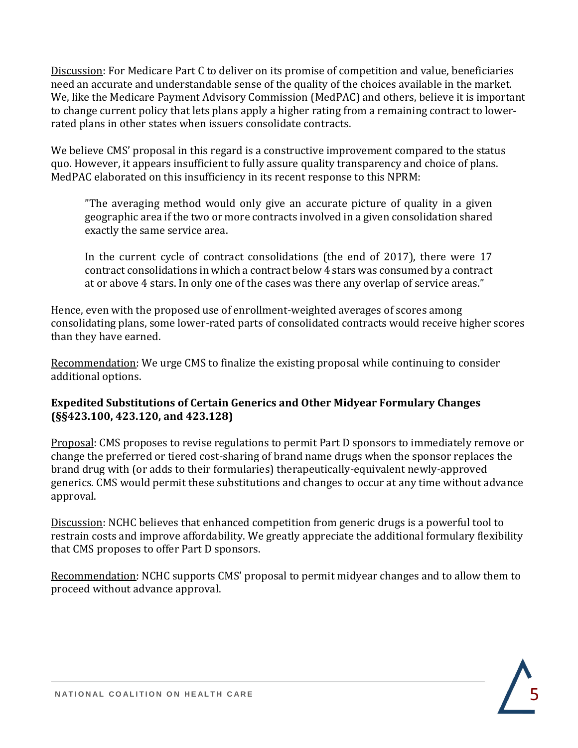Discussion: For Medicare Part C to deliver on its promise of competition and value, beneficiaries need an accurate and understandable sense of the quality of the choices available in the market. We, like the Medicare Payment Advisory Commission (MedPAC) and others, believe it is important to change current policy that lets plans apply a higher rating from a remaining contract to lower-rated plans in other states when issuers consolidate contracts.

We believe CMS' proposal in this regard is a constructive improvement compared to the status quo. However, it appears insufficient to fully assure quality transparency and choice of plans. MedPAC elaborated on this insufficiency in its recent response to this NPRM:

> "The averaging method would only give an accurate picture of quality in a given geographic area if the two or more contracts involved in a given consolidation shared exactly the same service area.
>
> In the current cycle of contract consolidations (the end of 2017), there were 17 contract consolidations in which a contract below 4 stars was consumed by a contract at or above 4 stars. In only one of the cases was there any overlap of service areas."

Hence, even with the proposed use of enrollment-weighted averages of scores among consolidating plans, some lower-rated parts of consolidated contracts would receive higher scores than they have earned.

Recommendation: We urge CMS to finalize the existing proposal while continuing to consider additional options.

**Expedited Substitutions of Certain Generics and Other Midyear Formulary Changes (§§423.100, 423.120, and 423.128)**

Proposal: CMS proposes to revise regulations to permit Part D sponsors to immediately remove or change the preferred or tiered cost-sharing of brand name drugs when the sponsor replaces the brand drug with (or adds to their formularies) therapeutically-equivalent newly-approved generics. CMS would permit these substitutions and changes to occur at any time without advance approval.

Discussion: NCHC believes that enhanced competition from generic drugs is a powerful tool to restrain costs and improve affordability. We greatly appreciate the additional formulary flexibility that CMS proposes to offer Part D sponsors.

Recommendation: NCHC supports CMS' proposal to permit midyear changes and to allow them to proceed without advance approval.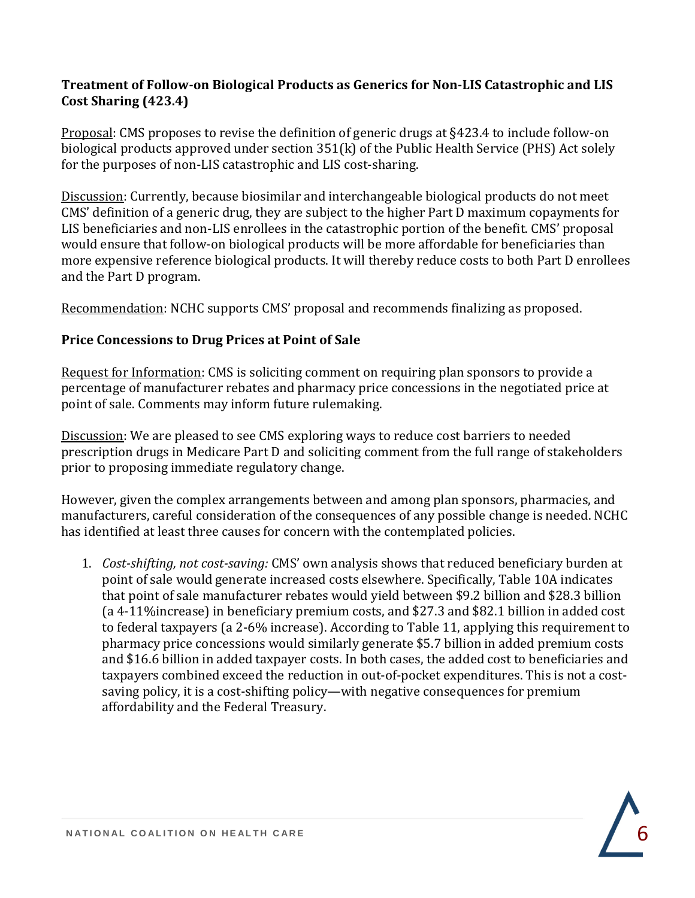**Treatment of Follow-on Biological Products as Generics for Non-LIS Catastrophic and LIS Cost Sharing (423.4)**

Proposal: CMS proposes to revise the definition of generic drugs at §423.4 to include follow-on biological products approved under section 351(k) of the Public Health Service (PHS) Act solely for the purposes of non-LIS catastrophic and LIS cost-sharing.

Discussion: Currently, because biosimilar and interchangeable biological products do not meet CMS' definition of a generic drug, they are subject to the higher Part D maximum copayments for LIS beneficiaries and non-LIS enrollees in the catastrophic portion of the benefit. CMS' proposal would ensure that follow-on biological products will be more affordable for beneficiaries than more expensive reference biological products. It will thereby reduce costs to both Part D enrollees and the Part D program.

Recommendation: NCHC supports CMS' proposal and recommends finalizing as proposed.

**Price Concessions to Drug Prices at Point of Sale**

Request for Information: CMS is soliciting comment on requiring plan sponsors to provide a percentage of manufacturer rebates and pharmacy price concessions in the negotiated price at point of sale. Comments may inform future rulemaking.

Discussion: We are pleased to see CMS exploring ways to reduce cost barriers to needed prescription drugs in Medicare Part D and soliciting comment from the full range of stakeholders prior to proposing immediate regulatory change.

However, given the complex arrangements between and among plan sponsors, pharmacies, and manufacturers, careful consideration of the consequences of any possible change is needed. NCHC has identified at least three causes for concern with the contemplated policies.

1. *Cost-shifting, not cost-saving:* CMS' own analysis shows that reduced beneficiary burden at point of sale would generate increased costs elsewhere. Specifically, Table 10A indicates that point of sale manufacturer rebates would yield between $9.2 billion and $28.3 billion (a 4-11%increase) in beneficiary premium costs, and $27.3 and $82.1 billion in added cost to federal taxpayers (a 2-6% increase). According to Table 11, applying this requirement to pharmacy price concessions would similarly generate $5.7 billion in added premium costs and $16.6 billion in added taxpayer costs. In both cases, the added cost to beneficiaries and taxpayers combined exceed the reduction in out-of-pocket expenditures. This is not a cost-saving policy, it is a cost-shifting policy—with negative consequences for premium affordability and the Federal Treasury.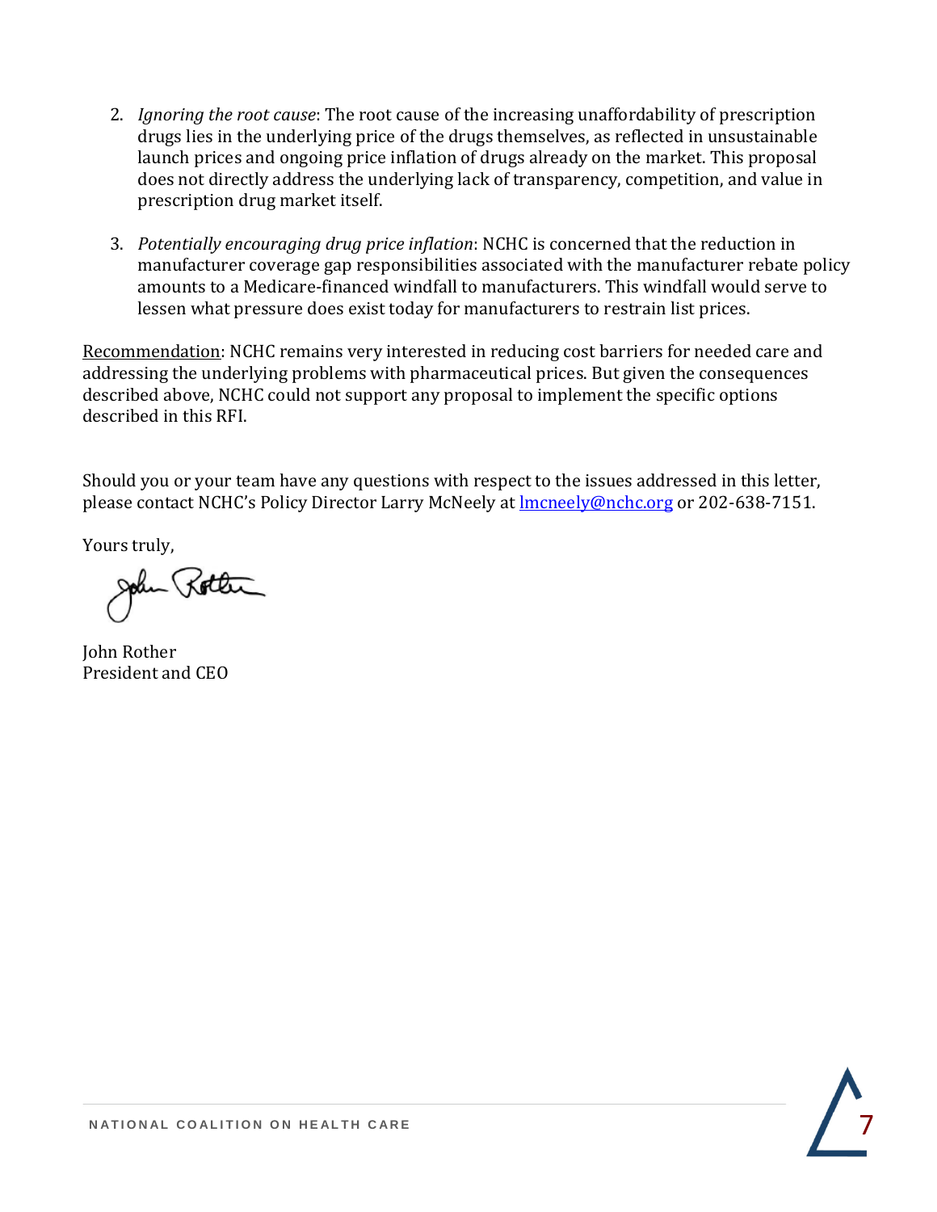2. *Ignoring the root cause*: The root cause of the increasing unaffordability of prescription drugs lies in the underlying price of the drugs themselves, as reflected in unsustainable launch prices and ongoing price inflation of drugs already on the market. This proposal does not directly address the underlying lack of transparency, competition, and value in prescription drug market itself.

3. *Potentially encouraging drug price inflation*: NCHC is concerned that the reduction in manufacturer coverage gap responsibilities associated with the manufacturer rebate policy amounts to a Medicare-financed windfall to manufacturers. This windfall would serve to lessen what pressure does exist today for manufacturers to restrain list prices.

Recommendation: NCHC remains very interested in reducing cost barriers for needed care and addressing the underlying problems with pharmaceutical prices. But given the consequences described above, NCHC could not support any proposal to implement the specific options described in this RFI.

Should you or your team have any questions with respect to the issues addressed in this letter, please contact NCHC's Policy Director Larry McNeely at lmcneely@nchc.org or 202-638-7151.

Yours truly,

John Rother
President and CEO